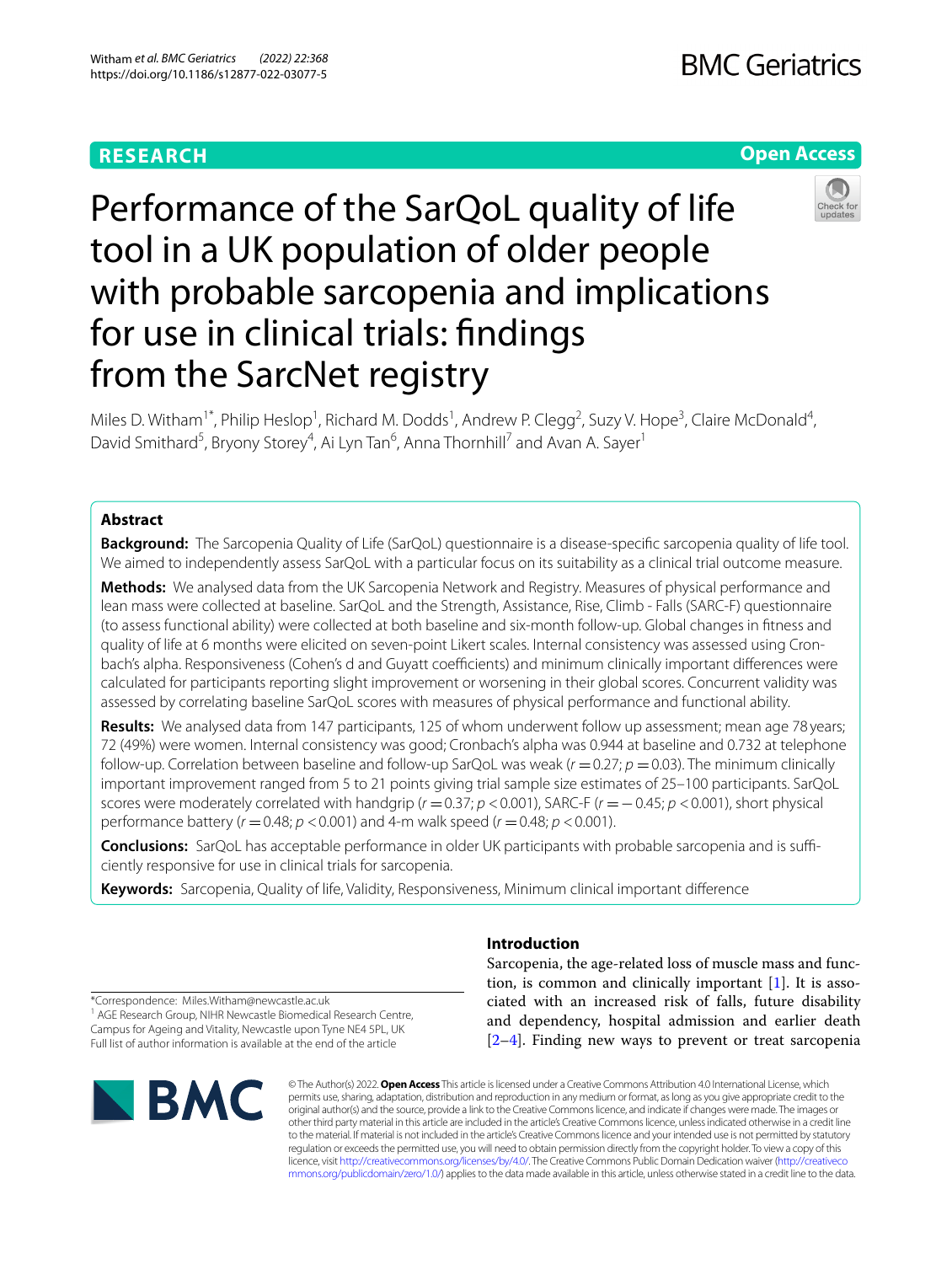RESEARCH

Open Access

# Performance of the SarQoL quality of life tool in a UK population of older people with probable sarcopenia and implications for use in clinical trials: findings from the SarcNet registry

Miles D. Witham[1*], Philip Heslop[1], Richard M. Dodds[1], Andrew P. Clegg[2], Suzy V. Hope[3], Claire McDonald[4], David Smithard[5], Bryony Storey[4], Ai Lyn Tan[6], Anna Thornhill[7] and Avan A. Sayer[1]

## Abstract

**Background:** The Sarcopenia Quality of Life (SarQoL) questionnaire is a disease-specific sarcopenia quality of life tool. We aimed to independently assess SarQoL with a particular focus on its suitability as a clinical trial outcome measure.

**Methods:** We analysed data from the UK Sarcopenia Network and Registry. Measures of physical performance and lean mass were collected at baseline. SarQoL and the Strength, Assistance, Rise, Climb - Falls (SARC-F) questionnaire (to assess functional ability) were collected at both baseline and six-month follow-up. Global changes in fitness and quality of life at 6 months were elicited on seven-point Likert scales. Internal consistency was assessed using Cronbach's alpha. Responsiveness (Cohen's d and Guyatt coefficients) and minimum clinically important differences were calculated for participants reporting slight improvement or worsening in their global scores. Concurrent validity was assessed by correlating baseline SarQoL scores with measures of physical performance and functional ability.

**Results:** We analysed data from 147 participants, 125 of whom underwent follow up assessment; mean age 78 years; 72 (49%) were women. Internal consistency was good; Cronbach's alpha was 0.944 at baseline and 0.732 at telephone follow-up. Correlation between baseline and follow-up SarQoL was weak ($r = 0.27$; $p = 0.03$). The minimum clinically important improvement ranged from 5 to 21 points giving trial sample size estimates of 25–100 participants. SarQoL scores were moderately correlated with handgrip ($r = 0.37$; $p < 0.001$), SARC-F ($r = -0.45$; $p < 0.001$), short physical performance battery ($r = 0.48$; $p < 0.001$) and 4-m walk speed ($r = 0.48$; $p < 0.001$).

**Conclusions:** SarQoL has acceptable performance in older UK participants with probable sarcopenia and is sufficiently responsive for use in clinical trials for sarcopenia.

**Keywords:** Sarcopenia, Quality of life, Validity, Responsiveness, Minimum clinical important difference

## Introduction

Sarcopenia, the age-related loss of muscle mass and function, is common and clinically important [1]. It is associated with an increased risk of falls, future disability and dependency, hospital admission and earlier death [2–4]. Finding new ways to prevent or treat sarcopenia

*Correspondence: Miles.Witham@newcastle.ac.uk
[1] AGE Research Group, NIHR Newcastle Biomedical Research Centre, Campus for Ageing and Vitality, Newcastle upon Tyne NE4 5PL, UK
Full list of author information is available at the end of the article

© The Author(s) 2022. **Open Access** This article is licensed under a Creative Commons Attribution 4.0 International License, which permits use, sharing, adaptation, distribution and reproduction in any medium or format, as long as you give appropriate credit to the original author(s) and the source, provide a link to the Creative Commons licence, and indicate if changes were made. The images or other third party material in this article are included in the article's Creative Commons licence, unless indicated otherwise in a credit line to the material. If material is not included in the article's Creative Commons licence and your intended use is not permitted by statutory regulation or exceeds the permitted use, you will need to obtain permission directly from the copyright holder. To view a copy of this licence, visit http://creativecommons.org/licenses/by/4.0/. The Creative Commons Public Domain Dedication waiver (http://creativecommons.org/publicdomain/zero/1.0/) applies to the data made available in this article, unless otherwise stated in a credit line to the data.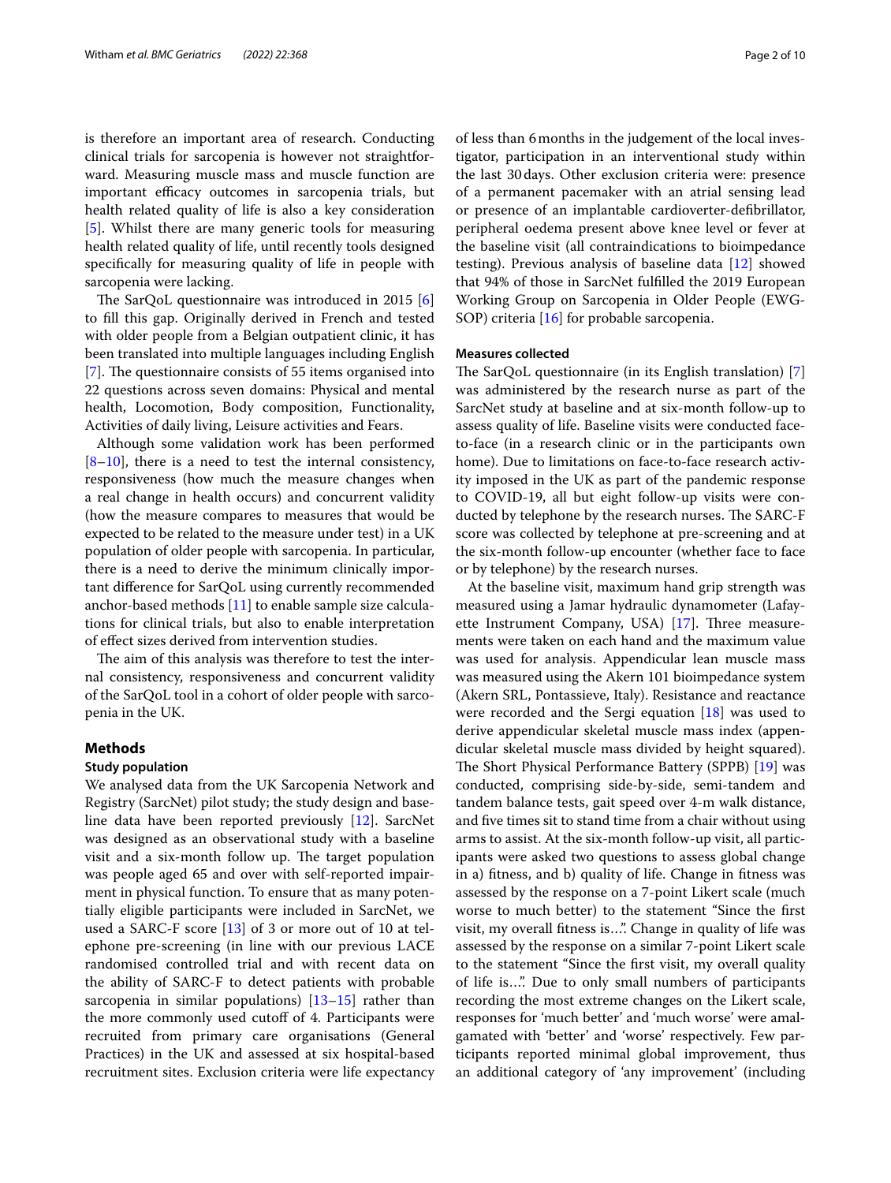is therefore an important area of research. Conducting clinical trials for sarcopenia is however not straightforward. Measuring muscle mass and muscle function are important efficacy outcomes in sarcopenia trials, but health related quality of life is also a key consideration [5]. Whilst there are many generic tools for measuring health related quality of life, until recently tools designed specifically for measuring quality of life in people with sarcopenia were lacking.

The SarQoL questionnaire was introduced in 2015 [6] to fill this gap. Originally derived in French and tested with older people from a Belgian outpatient clinic, it has been translated into multiple languages including English [7]. The questionnaire consists of 55 items organised into 22 questions across seven domains: Physical and mental health, Locomotion, Body composition, Functionality, Activities of daily living, Leisure activities and Fears.

Although some validation work has been performed [8–10], there is a need to test the internal consistency, responsiveness (how much the measure changes when a real change in health occurs) and concurrent validity (how the measure compares to measures that would be expected to be related to the measure under test) in a UK population of older people with sarcopenia. In particular, there is a need to derive the minimum clinically important difference for SarQoL using currently recommended anchor-based methods [11] to enable sample size calculations for clinical trials, but also to enable interpretation of effect sizes derived from intervention studies.

The aim of this analysis was therefore to test the internal consistency, responsiveness and concurrent validity of the SarQoL tool in a cohort of older people with sarcopenia in the UK.

## Methods

### Study population

We analysed data from the UK Sarcopenia Network and Registry (SarcNet) pilot study; the study design and baseline data have been reported previously [12]. SarcNet was designed as an observational study with a baseline visit and a six-month follow up. The target population was people aged 65 and over with self-reported impairment in physical function. To ensure that as many potentially eligible participants were included in SarcNet, we used a SARC-F score [13] of 3 or more out of 10 at telephone pre-screening (in line with our previous LACE randomised controlled trial and with recent data on the ability of SARC-F to detect patients with probable sarcopenia in similar populations) [13–15] rather than the more commonly used cutoff of 4. Participants were recruited from primary care organisations (General Practices) in the UK and assessed at six hospital-based recruitment sites. Exclusion criteria were life expectancy of less than 6 months in the judgement of the local investigator, participation in an interventional study within the last 30 days. Other exclusion criteria were: presence of a permanent pacemaker with an atrial sensing lead or presence of an implantable cardioverter-defibrillator, peripheral oedema present above knee level or fever at the baseline visit (all contraindications to bioimpedance testing). Previous analysis of baseline data [12] showed that 94% of those in SarcNet fulfilled the 2019 European Working Group on Sarcopenia in Older People (EWGSOP) criteria [16] for probable sarcopenia.

### Measures collected

The SarQoL questionnaire (in its English translation) [7] was administered by the research nurse as part of the SarcNet study at baseline and at six-month follow-up to assess quality of life. Baseline visits were conducted face-to-face (in a research clinic or in the participants own home). Due to limitations on face-to-face research activity imposed in the UK as part of the pandemic response to COVID-19, all but eight follow-up visits were conducted by telephone by the research nurses. The SARC-F score was collected by telephone at pre-screening and at the six-month follow-up encounter (whether face to face or by telephone) by the research nurses.

At the baseline visit, maximum hand grip strength was measured using a Jamar hydraulic dynamometer (Lafayette Instrument Company, USA) [17]. Three measurements were taken on each hand and the maximum value was used for analysis. Appendicular lean muscle mass was measured using the Akern 101 bioimpedance system (Akern SRL, Pontassieve, Italy). Resistance and reactance were recorded and the Sergi equation [18] was used to derive appendicular skeletal muscle mass index (appendicular skeletal muscle mass divided by height squared). The Short Physical Performance Battery (SPPB) [19] was conducted, comprising side-by-side, semi-tandem and tandem balance tests, gait speed over 4-m walk distance, and five times sit to stand time from a chair without using arms to assist. At the six-month follow-up visit, all participants were asked two questions to assess global change in a) fitness, and b) quality of life. Change in fitness was assessed by the response on a 7-point Likert scale (much worse to much better) to the statement "Since the first visit, my overall fitness is…". Change in quality of life was assessed by the response on a similar 7-point Likert scale to the statement "Since the first visit, my overall quality of life is…". Due to only small numbers of participants recording the most extreme changes on the Likert scale, responses for 'much better' and 'much worse' were amalgamated with 'better' and 'worse' respectively. Few participants reported minimal global improvement, thus an additional category of 'any improvement' (including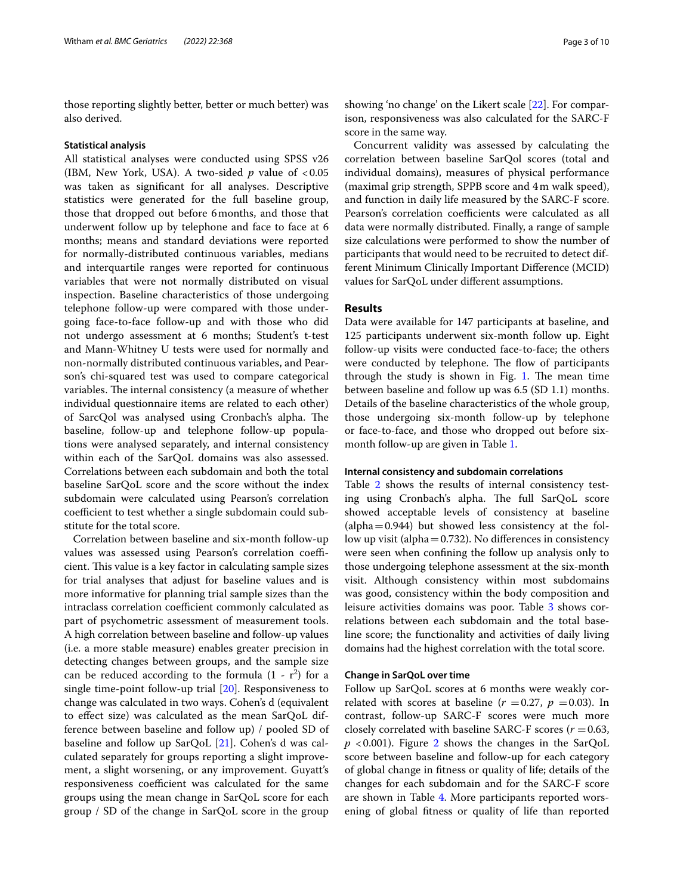those reporting slightly better, better or much better) was also derived.

### Statistical analysis

All statistical analyses were conducted using SPSS v26 (IBM, New York, USA). A two-sided *p* value of <0.05 was taken as significant for all analyses. Descriptive statistics were generated for the full baseline group, those that dropped out before 6 months, and those that underwent follow up by telephone and face to face at 6 months; means and standard deviations were reported for normally-distributed continuous variables, medians and interquartile ranges were reported for continuous variables that were not normally distributed on visual inspection. Baseline characteristics of those undergoing telephone follow-up were compared with those undergoing face-to-face follow-up and with those who did not undergo assessment at 6 months; Student's t-test and Mann-Whitney U tests were used for normally and non-normally distributed continuous variables, and Pearson's chi-squared test was used to compare categorical variables. The internal consistency (a measure of whether individual questionnaire items are related to each other) of SarcQol was analysed using Cronbach's alpha. The baseline, follow-up and telephone follow-up populations were analysed separately, and internal consistency within each of the SarQoL domains was also assessed. Correlations between each subdomain and both the total baseline SarQoL score and the score without the index subdomain were calculated using Pearson's correlation coefficient to test whether a single subdomain could substitute for the total score.

Correlation between baseline and six-month follow-up values was assessed using Pearson's correlation coefficient. This value is a key factor in calculating sample sizes for trial analyses that adjust for baseline values and is more informative for planning trial sample sizes than the intraclass correlation coefficient commonly calculated as part of psychometric assessment of measurement tools. A high correlation between baseline and follow-up values (i.e. a more stable measure) enables greater precision in detecting changes between groups, and the sample size can be reduced according to the formula $(1 - r^2)$ for a single time-point follow-up trial [20]. Responsiveness to change was calculated in two ways. Cohen's d (equivalent to effect size) was calculated as the mean SarQoL difference between baseline and follow up) / pooled SD of baseline and follow up SarQoL [21]. Cohen's d was calculated separately for groups reporting a slight improvement, a slight worsening, or any improvement. Guyatt's responsiveness coefficient was calculated for the same groups using the mean change in SarQoL score for each group / SD of the change in SarQoL score in the group showing 'no change' on the Likert scale [22]. For comparison, responsiveness was also calculated for the SARC-F score in the same way.

Concurrent validity was assessed by calculating the correlation between baseline SarQol scores (total and individual domains), measures of physical performance (maximal grip strength, SPPB score and 4 m walk speed), and function in daily life measured by the SARC-F score. Pearson's correlation coefficients were calculated as all data were normally distributed. Finally, a range of sample size calculations were performed to show the number of participants that would need to be recruited to detect different Minimum Clinically Important Difference (MCID) values for SarQoL under different assumptions.

## Results

Data were available for 147 participants at baseline, and 125 participants underwent six-month follow up. Eight follow-up visits were conducted face-to-face; the others were conducted by telephone. The flow of participants through the study is shown in Fig. 1. The mean time between baseline and follow up was 6.5 (SD 1.1) months. Details of the baseline characteristics of the whole group, those undergoing six-month follow-up by telephone or face-to-face, and those who dropped out before six-month follow-up are given in Table 1.

### Internal consistency and subdomain correlations

Table 2 shows the results of internal consistency testing using Cronbach's alpha. The full SarQoL score showed acceptable levels of consistency at baseline (alpha = 0.944) but showed less consistency at the follow up visit (alpha = 0.732). No differences in consistency were seen when confining the follow up analysis only to those undergoing telephone assessment at the six-month visit. Although consistency within most subdomains was good, consistency within the body composition and leisure activities domains was poor. Table 3 shows correlations between each subdomain and the total baseline score; the functionality and activities of daily living domains had the highest correlation with the total score.

### Change in SarQoL over time

Follow up SarQoL scores at 6 months were weakly correlated with scores at baseline ($r = 0.27$, $p = 0.03$). In contrast, follow-up SARC-F scores were much more closely correlated with baseline SARC-F scores ($r = 0.63$, $p < 0.001$). Figure 2 shows the changes in the SarQoL score between baseline and follow-up for each category of global change in fitness or quality of life; details of the changes for each subdomain and for the SARC-F score are shown in Table 4. More participants reported worsening of global fitness or quality of life than reported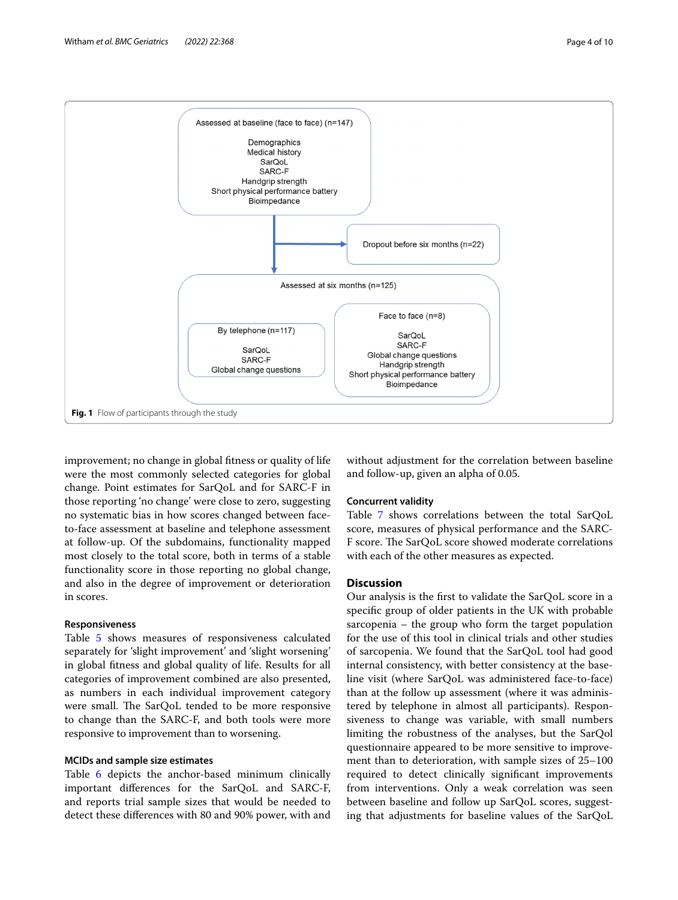Assessed at baseline (face to face) (n=147)

Demographics
Medical history
SarQoL
SARC-F
Handgrip strength
Short physical performance battery
Bioimpedance

Dropout before six months (n=22)

Assessed at six months (n=125)

By telephone (n=117)

SarQoL
SARC-F
Global change questions

Face to face (n=8)

SarQoL
SARC-F
Global change questions
Handgrip strength
Short physical performance battery
Bioimpedance

**Fig. 1** Flow of participants through the study

improvement; no change in global fitness or quality of life were the most commonly selected categories for global change. Point estimates for SarQoL and for SARC-F in those reporting 'no change' were close to zero, suggesting no systematic bias in how scores changed between face-to-face assessment at baseline and telephone assessment at follow-up. Of the subdomains, functionality mapped most closely to the total score, both in terms of a stable functionality score in those reporting no global change, and also in the degree of improvement or deterioration in scores.

### Responsiveness

Table 5 shows measures of responsiveness calculated separately for 'slight improvement' and 'slight worsening' in global fitness and global quality of life. Results for all categories of improvement combined are also presented, as numbers in each individual improvement category were small. The SarQoL tended to be more responsive to change than the SARC-F, and both tools were more responsive to improvement than to worsening.

### MCIDs and sample size estimates

Table 6 depicts the anchor-based minimum clinically important differences for the SarQoL and SARC-F, and reports trial sample sizes that would be needed to detect these differences with 80 and 90% power, with and without adjustment for the correlation between baseline and follow-up, given an alpha of 0.05.

### Concurrent validity

Table 7 shows correlations between the total SarQoL score, measures of physical performance and the SARC-F score. The SarQoL score showed moderate correlations with each of the other measures as expected.

## Discussion

Our analysis is the first to validate the SarQoL score in a specific group of older patients in the UK with probable sarcopenia – the group who form the target population for the use of this tool in clinical trials and other studies of sarcopenia. We found that the SarQoL tool had good internal consistency, with better consistency at the baseline visit (where SarQoL was administered face-to-face) than at the follow up assessment (where it was administered by telephone in almost all participants). Responsiveness to change was variable, with small numbers limiting the robustness of the analyses, but the SarQol questionnaire appeared to be more sensitive to improvement than to deterioration, with sample sizes of 25–100 required to detect clinically significant improvements from interventions. Only a weak correlation was seen between baseline and follow up SarQoL scores, suggesting that adjustments for baseline values of the SarQoL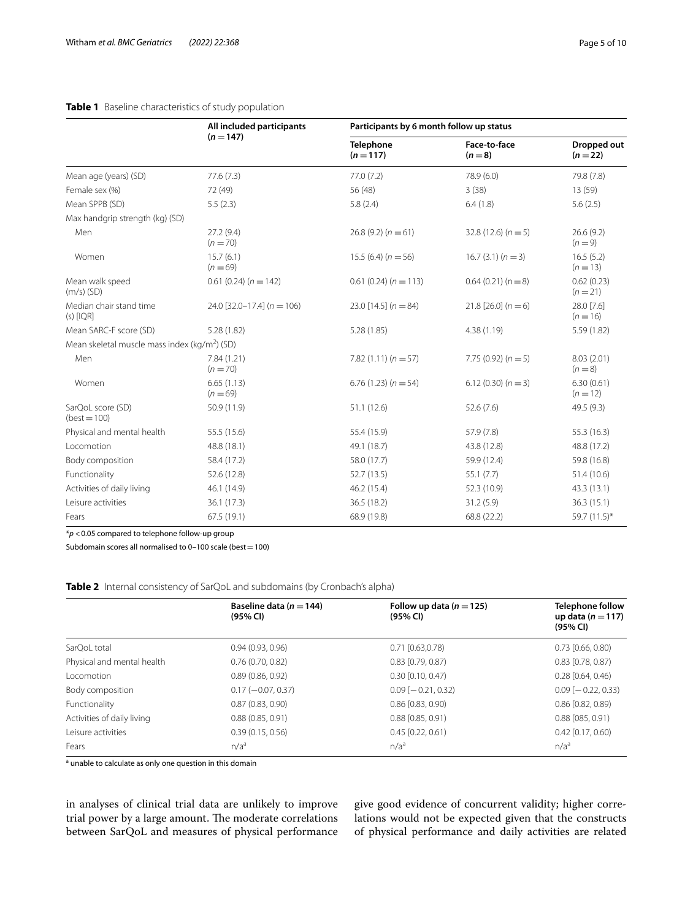**Table 1** Baseline characteristics of study population

| | All included participants ($n = 147$) | Participants by 6 month follow up status | | |
|---|---|---|---|---|
| | | Telephone ($n = 117$) | Face-to-face ($n = 8$) | Dropped out ($n = 22$) |
| Mean age (years) (SD) | 77.6 (7.3) | 77.0 (7.2) | 78.9 (6.0) | 79.8 (7.8) |
| Female sex (%) | 72 (49) | 56 (48) | 3 (38) | 13 (59) |
| Mean SPPB (SD) | 5.5 (2.3) | 5.8 (2.4) | 6.4 (1.8) | 5.6 (2.5) |
| Max handgrip strength (kg) (SD) | | | | |
| Men | 27.2 (9.4) ($n = 70$) | 26.8 (9.2) ($n = 61$) | 32.8 (12.6) ($n = 5$) | 26.6 (9.2) ($n = 9$) |
| Women | 15.7 (6.1) ($n = 69$) | 15.5 (6.4) ($n = 56$) | 16.7 (3.1) ($n = 3$) | 16.5 (5.2) ($n = 13$) |
| Mean walk speed (m/s) (SD) | 0.61 (0.24) ($n = 142$) | 0.61 (0.24) ($n = 113$) | 0.64 (0.21) ($n = 8$) | 0.62 (0.23) ($n = 21$) |
| Median chair stand time (s) [IQR] | 24.0 [32.0–17.4] ($n = 106$) | 23.0 [14.5] ($n = 84$) | 21.8 [26.0] ($n = 6$) | 28.0 [7.6] ($n = 16$) |
| Mean SARC-F score (SD) | 5.28 (1.82) | 5.28 (1.85) | 4.38 (1.19) | 5.59 (1.82) |
| Mean skeletal muscle mass index ($kg/m^2$) (SD) | | | | |
| Men | 7.84 (1.21) ($n = 70$) | 7.82 (1.11) ($n = 57$) | 7.75 (0.92) ($n = 5$) | 8.03 (2.01) ($n = 8$) |
| Women | 6.65 (1.13) ($n = 69$) | 6.76 (1.23) ($n = 54$) | 6.12 (0.30) ($n = 3$) | 6.30 (0.61) ($n = 12$) |
| SarQoL score (SD) (best = 100) | 50.9 (11.9) | 51.1 (12.6) | 52.6 (7.6) | 49.5 (9.3) |
| Physical and mental health | 55.5 (15.6) | 55.4 (15.9) | 57.9 (7.8) | 55.3 (16.3) |
| Locomotion | 48.8 (18.1) | 49.1 (18.7) | 43.8 (12.8) | 48.8 (17.2) |
| Body composition | 58.4 (17.2) | 58.0 (17.7) | 59.9 (12.4) | 59.8 (16.8) |
| Functionality | 52.6 (12.8) | 52.7 (13.5) | 55.1 (7.7) | 51.4 (10.6) |
| Activities of daily living | 46.1 (14.9) | 46.2 (15.4) | 52.3 (10.9) | 43.3 (13.1) |
| Leisure activities | 36.1 (17.3) | 36.5 (18.2) | 31.2 (5.9) | 36.3 (15.1) |
| Fears | 67.5 (19.1) | 68.9 (19.8) | 68.8 (22.2) | 59.7 (11.5)* |

*$p < 0.05$ compared to telephone follow-up group

Subdomain scores all normalised to 0–100 scale (best = 100)

**Table 2** Internal consistency of SarQoL and subdomains (by Cronbach's alpha)

| | Baseline data ($n = 144$) (95% CI) | Follow up data ($n = 125$) (95% CI) | Telephone follow up data ($n = 117$) (95% CI) |
|---|---|---|---|
| SarQoL total | 0.94 (0.93, 0.96) | 0.71 [0.63,0.78) | 0.73 [0.66, 0.80) |
| Physical and mental health | 0.76 (0.70, 0.82) | 0.83 [0.79, 0.87) | 0.83 [0.78, 0.87) |
| Locomotion | 0.89 (0.86, 0.92) | 0.30 [0.10, 0.47) | 0.28 [0.64, 0.46) |
| Body composition | 0.17 (−0.07, 0.37) | 0.09 [−0.21, 0.32) | 0.09 [−0.22, 0.33) |
| Functionality | 0.87 (0.83, 0.90) | 0.86 [0.83, 0.90) | 0.86 [0.82, 0.89) |
| Activities of daily living | 0.88 (0.85, 0.91) | 0.88 [0.85, 0.91) | 0.88 [085, 0.91) |
| Leisure activities | 0.39 (0.15, 0.56) | 0.45 [0.22, 0.61) | 0.42 [0.17, 0.60) |
| Fears | n/a[a] | n/a[a] | n/a[a] |

[a] unable to calculate as only one question in this domain

in analyses of clinical trial data are unlikely to improve trial power by a large amount. The moderate correlations between SarQoL and measures of physical performance give good evidence of concurrent validity; higher correlations would not be expected given that the constructs of physical performance and daily activities are related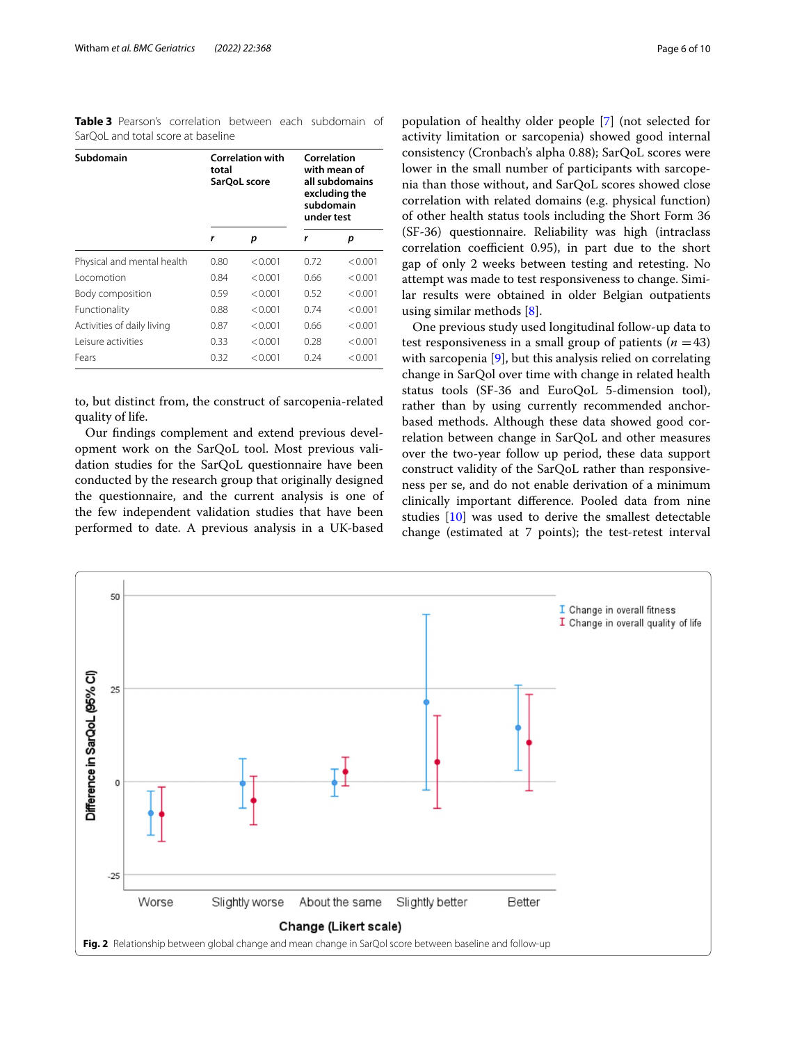**Table 3** Pearson's correlation between each subdomain of SarQoL and total score at baseline

| Subdomain | Correlation with total SarQoL score | | Correlation with mean of all subdomains excluding the subdomain under test | |
|---|---|---|---|---|
| | *r* | *p* | *r* | *p* |
| Physical and mental health | 0.80 | < 0.001 | 0.72 | < 0.001 |
| Locomotion | 0.84 | < 0.001 | 0.66 | < 0.001 |
| Body composition | 0.59 | < 0.001 | 0.52 | < 0.001 |
| Functionality | 0.88 | < 0.001 | 0.74 | < 0.001 |
| Activities of daily living | 0.87 | < 0.001 | 0.66 | < 0.001 |
| Leisure activities | 0.33 | < 0.001 | 0.28 | < 0.001 |
| Fears | 0.32 | < 0.001 | 0.24 | < 0.001 |

to, but distinct from, the construct of sarcopenia-related quality of life.

Our findings complement and extend previous development work on the SarQoL tool. Most previous validation studies for the SarQoL questionnaire have been conducted by the research group that originally designed the questionnaire, and the current analysis is one of the few independent validation studies that have been performed to date. A previous analysis in a UK-based population of healthy older people [7] (not selected for activity limitation or sarcopenia) showed good internal consistency (Cronbach's alpha 0.88); SarQoL scores were lower in the small number of participants with sarcopenia than those without, and SarQoL scores showed close correlation with related domains (e.g. physical function) of other health status tools including the Short Form 36 (SF-36) questionnaire. Reliability was high (intraclass correlation coefficient 0.95), in part due to the short gap of only 2 weeks between testing and retesting. No attempt was made to test responsiveness to change. Similar results were obtained in older Belgian outpatients using similar methods [8].

One previous study used longitudinal follow-up data to test responsiveness in a small group of patients ($n = 43$) with sarcopenia [9], but this analysis relied on correlating change in SarQol over time with change in related health status tools (SF-36 and EuroQoL 5-dimension tool), rather than by using currently recommended anchor-based methods. Although these data showed good correlation between change in SarQoL and other measures over the two-year follow up period, these data support construct validity of the SarQoL rather than responsiveness per se, and do not enable derivation of a minimum clinically important difference. Pooled data from nine studies [10] was used to derive the smallest detectable change (estimated at 7 points); the test-retest interval

**Fig. 2** Relationship between global change and mean change in SarQol score between baseline and follow-up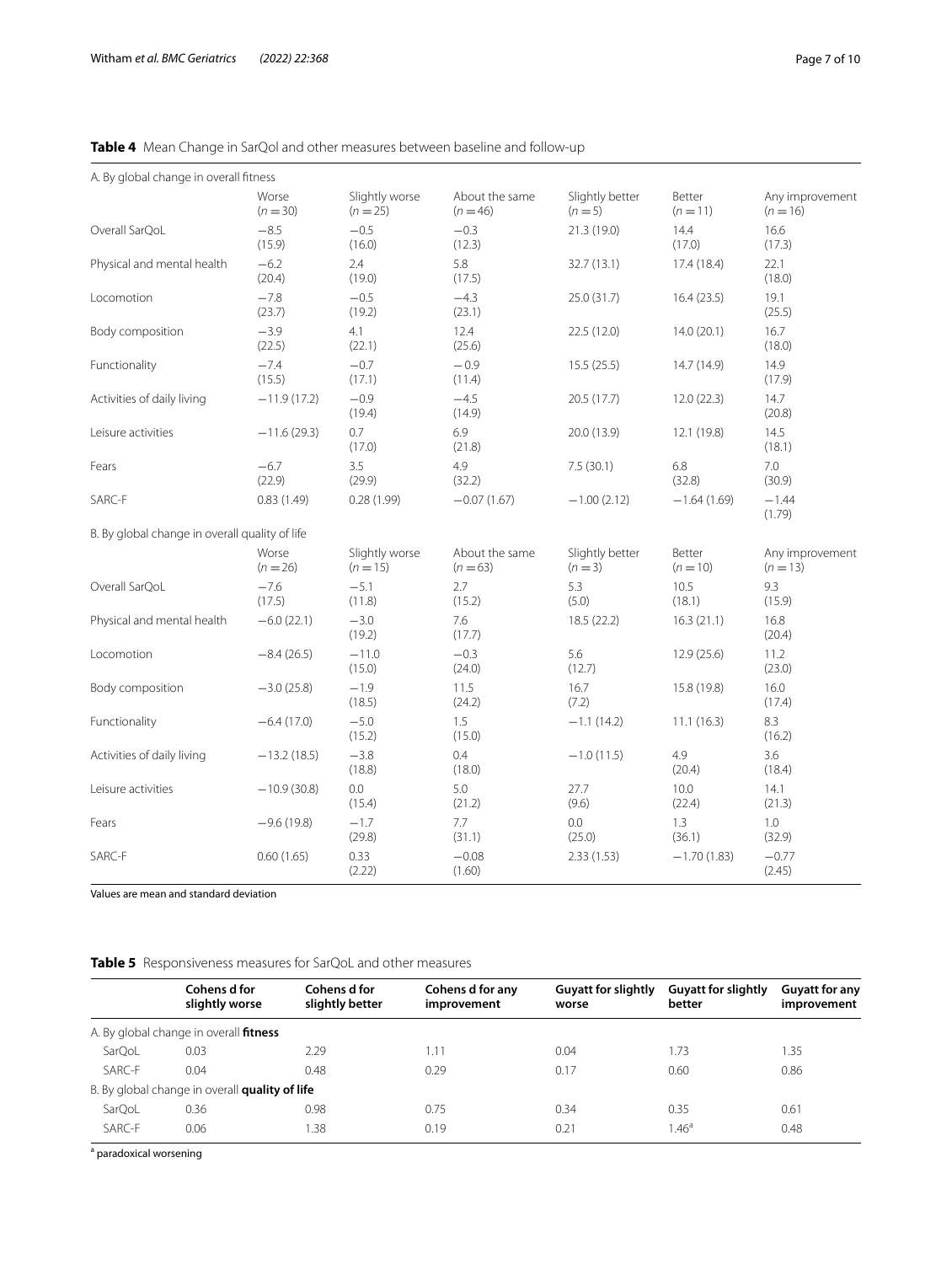**Table 4** Mean Change in SarQol and other measures between baseline and follow-up

| A. By global change in overall fitness | Worse (n = 30) | Slightly worse (n = 25) | About the same (n = 46) | Slightly better (n = 5) | Better (n = 11) | Any improvement (n = 16) |
|---|---|---|---|---|---|---|
| Overall SarQoL | −8.5 (15.9) | −0.5 (16.0) | −0.3 (12.3) | 21.3 (19.0) | 14.4 (17.0) | 16.6 (17.3) |
| Physical and mental health | −6.2 (20.4) | 2.4 (19.0) | 5.8 (17.5) | 32.7 (13.1) | 17.4 (18.4) | 22.1 (18.0) |
| Locomotion | −7.8 (23.7) | −0.5 (19.2) | −4.3 (23.1) | 25.0 (31.7) | 16.4 (23.5) | 19.1 (25.5) |
| Body composition | −3.9 (22.5) | 4.1 (22.1) | 12.4 (25.6) | 22.5 (12.0) | 14.0 (20.1) | 16.7 (18.0) |
| Functionality | −7.4 (15.5) | −0.7 (17.1) | −0.9 (11.4) | 15.5 (25.5) | 14.7 (14.9) | 14.9 (17.9) |
| Activities of daily living | −11.9 (17.2) | −0.9 (19.4) | −4.5 (14.9) | 20.5 (17.7) | 12.0 (22.3) | 14.7 (20.8) |
| Leisure activities | −11.6 (29.3) | 0.7 (17.0) | 6.9 (21.8) | 20.0 (13.9) | 12.1 (19.8) | 14.5 (18.1) |
| Fears | −6.7 (22.9) | 3.5 (29.9) | 4.9 (32.2) | 7.5 (30.1) | 6.8 (32.8) | 7.0 (30.9) |
| SARC-F | 0.83 (1.49) | 0.28 (1.99) | −0.07 (1.67) | −1.00 (2.12) | −1.64 (1.69) | −1.44 (1.79) |
| **B. By global change in overall quality of life** | **Worse (n = 26)** | **Slightly worse (n = 15)** | **About the same (n = 63)** | **Slightly better (n = 3)** | **Better (n = 10)** | **Any improvement (n = 13)** |
| Overall SarQoL | −7.6 (17.5) | −5.1 (11.8) | 2.7 (15.2) | 5.3 (5.0) | 10.5 (18.1) | 9.3 (15.9) |
| Physical and mental health | −6.0 (22.1) | −3.0 (19.2) | 7.6 (17.7) | 18.5 (22.2) | 16.3 (21.1) | 16.8 (20.4) |
| Locomotion | −8.4 (26.5) | −11.0 (15.0) | −0.3 (24.0) | 5.6 (12.7) | 12.9 (25.6) | 11.2 (23.0) |
| Body composition | −3.0 (25.8) | −1.9 (18.5) | 11.5 (24.2) | 16.7 (7.2) | 15.8 (19.8) | 16.0 (17.4) |
| Functionality | −6.4 (17.0) | −5.0 (15.2) | 1.5 (15.0) | −1.1 (14.2) | 11.1 (16.3) | 8.3 (16.2) |
| Activities of daily living | −13.2 (18.5) | −3.8 (18.8) | 0.4 (18.0) | −1.0 (11.5) | 4.9 (20.4) | 3.6 (18.4) |
| Leisure activities | −10.9 (30.8) | 0.0 (15.4) | 5.0 (21.2) | 27.7 (9.6) | 10.0 (22.4) | 14.1 (21.3) |
| Fears | −9.6 (19.8) | −1.7 (29.8) | 7.7 (31.1) | 0.0 (25.0) | 1.3 (36.1) | 1.0 (32.9) |
| SARC-F | 0.60 (1.65) | 0.33 (2.22) | −0.08 (1.60) | 2.33 (1.53) | −1.70 (1.83) | −0.77 (2.45) |

Values are mean and standard deviation

**Table 5** Responsiveness measures for SarQoL and other measures

| | Cohens d for slightly worse | Cohens d for slightly better | Cohens d for any improvement | Guyatt for slightly worse | Guyatt for slightly better | Guyatt for any improvement |
|---|---|---|---|---|---|---|
| A. By global change in overall **fitness** | | | | | | |
| SarQoL | 0.03 | 2.29 | 1.11 | 0.04 | 1.73 | 1.35 |
| SARC-F | 0.04 | 0.48 | 0.29 | 0.17 | 0.60 | 0.86 |
| B. By global change in overall **quality of life** | | | | | | |
| SarQoL | 0.36 | 0.98 | 0.75 | 0.34 | 0.35 | 0.61 |
| SARC-F | 0.06 | 1.38 | 0.19 | 0.21 | 1.46[a] | 0.48 |

[a] paradoxical worsening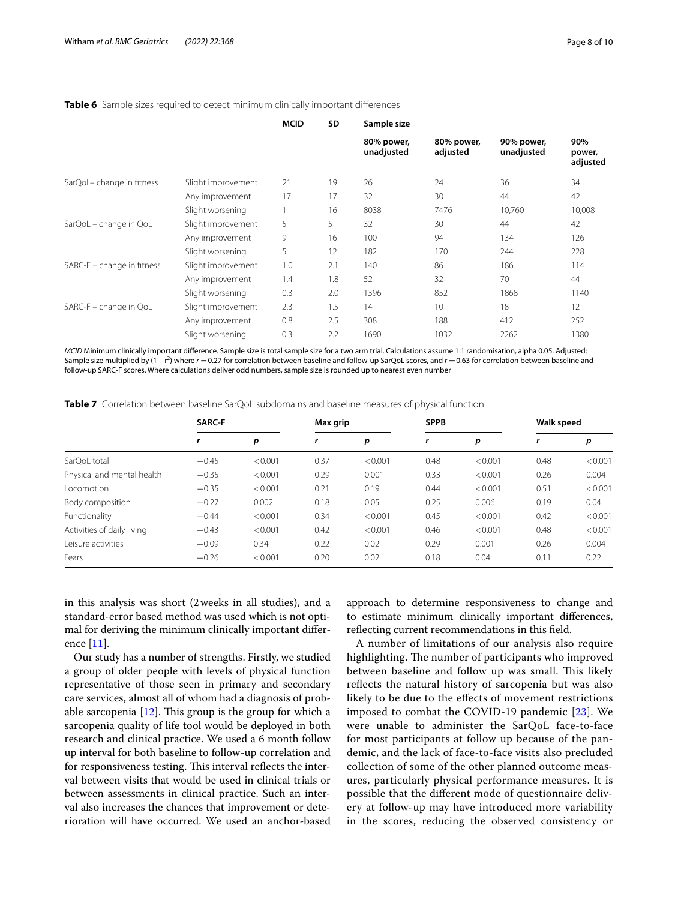**Table 6** Sample sizes required to detect minimum clinically important differences

| | | MCID | SD | Sample size | | | |
|---|---|---|---|---|---|---|---|
| | | | | 80% power, unadjusted | 80% power, adjusted | 90% power, unadjusted | 90% power, adjusted |
| SarQoL– change in fitness | Slight improvement | 21 | 19 | 26 | 24 | 36 | 34 |
| | Any improvement | 17 | 17 | 32 | 30 | 44 | 42 |
| | Slight worsening | 1 | 16 | 8038 | 7476 | 10,760 | 10,008 |
| SarQoL – change in QoL | Slight improvement | 5 | 5 | 32 | 30 | 44 | 42 |
| | Any improvement | 9 | 16 | 100 | 94 | 134 | 126 |
| | Slight worsening | 5 | 12 | 182 | 170 | 244 | 228 |
| SARC-F – change in fitness | Slight improvement | 1.0 | 2.1 | 140 | 86 | 186 | 114 |
| | Any improvement | 1.4 | 1.8 | 52 | 32 | 70 | 44 |
| | Slight worsening | 0.3 | 2.0 | 1396 | 852 | 1868 | 1140 |
| SARC-F – change in QoL | Slight improvement | 2.3 | 1.5 | 14 | 10 | 18 | 12 |
| | Any improvement | 0.8 | 2.5 | 308 | 188 | 412 | 252 |
| | Slight worsening | 0.3 | 2.2 | 1690 | 1032 | 2262 | 1380 |

*MCID* Minimum clinically important difference. Sample size is total sample size for a two arm trial. Calculations assume 1:1 randomisation, alpha 0.05. Adjusted: Sample size multiplied by $(1 - r^2)$ where $r = 0.27$ for correlation between baseline and follow-up SarQoL scores, and $r = 0.63$ for correlation between baseline and follow-up SARC-F scores. Where calculations deliver odd numbers, sample size is rounded up to nearest even number

**Table 7** Correlation between baseline SarQoL subdomains and baseline measures of physical function

| | SARC-F | | Max grip | | SPPB | | Walk speed | |
|---|---|---|---|---|---|---|---|---|
| | *r* | *p* | *r* | *p* | *r* | *p* | *r* | *p* |
| SarQoL total | −0.45 | < 0.001 | 0.37 | < 0.001 | 0.48 | < 0.001 | 0.48 | < 0.001 |
| Physical and mental health | −0.35 | < 0.001 | 0.29 | 0.001 | 0.33 | < 0.001 | 0.26 | 0.004 |
| Locomotion | −0.35 | < 0.001 | 0.21 | 0.19 | 0.44 | < 0.001 | 0.51 | < 0.001 |
| Body composition | −0.27 | 0.002 | 0.18 | 0.05 | 0.25 | 0.006 | 0.19 | 0.04 |
| Functionality | −0.44 | < 0.001 | 0.34 | < 0.001 | 0.45 | < 0.001 | 0.42 | < 0.001 |
| Activities of daily living | −0.43 | < 0.001 | 0.42 | < 0.001 | 0.46 | < 0.001 | 0.48 | < 0.001 |
| Leisure activities | −0.09 | 0.34 | 0.22 | 0.02 | 0.29 | 0.001 | 0.26 | 0.004 |
| Fears | −0.26 | < 0.001 | 0.20 | 0.02 | 0.18 | 0.04 | 0.11 | 0.22 |

in this analysis was short (2 weeks in all studies), and a standard-error based method was used which is not optimal for deriving the minimum clinically important difference [11].

Our study has a number of strengths. Firstly, we studied a group of older people with levels of physical function representative of those seen in primary and secondary care services, almost all of whom had a diagnosis of probable sarcopenia [12]. This group is the group for which a sarcopenia quality of life tool would be deployed in both research and clinical practice. We used a 6 month follow up interval for both baseline to follow-up correlation and for responsiveness testing. This interval reflects the interval between visits that would be used in clinical trials or between assessments in clinical practice. Such an interval also increases the chances that improvement or deterioration will have occurred. We used an anchor-based approach to determine responsiveness to change and to estimate minimum clinically important differences, reflecting current recommendations in this field.

A number of limitations of our analysis also require highlighting. The number of participants who improved between baseline and follow up was small. This likely reflects the natural history of sarcopenia but was also likely to be due to the effects of movement restrictions imposed to combat the COVID-19 pandemic [23]. We were unable to administer the SarQoL face-to-face for most participants at follow up because of the pandemic, and the lack of face-to-face visits also precluded collection of some of the other planned outcome measures, particularly physical performance measures. It is possible that the different mode of questionnaire delivery at follow-up may have introduced more variability in the scores, reducing the observed consistency or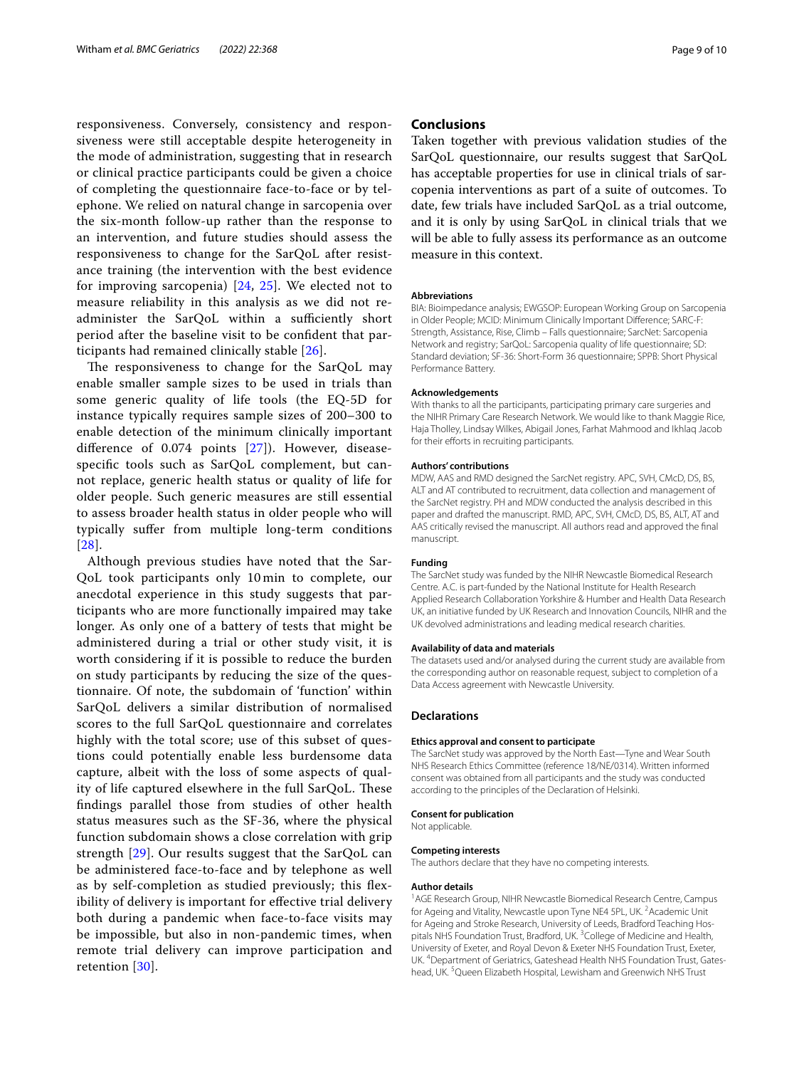responsiveness. Conversely, consistency and responsiveness were still acceptable despite heterogeneity in the mode of administration, suggesting that in research or clinical practice participants could be given a choice of completing the questionnaire face-to-face or by telephone. We relied on natural change in sarcopenia over the six-month follow-up rather than the response to an intervention, and future studies should assess the responsiveness to change for the SarQoL after resistance training (the intervention with the best evidence for improving sarcopenia) [24, 25]. We elected not to measure reliability in this analysis as we did not re-administer the SarQoL within a sufficiently short period after the baseline visit to be confident that participants had remained clinically stable [26].

The responsiveness to change for the SarQoL may enable smaller sample sizes to be used in trials than some generic quality of life tools (the EQ-5D for instance typically requires sample sizes of 200–300 to enable detection of the minimum clinically important difference of 0.074 points [27]). However, disease-specific tools such as SarQoL complement, but cannot replace, generic health status or quality of life for older people. Such generic measures are still essential to assess broader health status in older people who will typically suffer from multiple long-term conditions [28].

Although previous studies have noted that the SarQoL took participants only 10 min to complete, our anecdotal experience in this study suggests that participants who are more functionally impaired may take longer. As only one of a battery of tests that might be administered during a trial or other study visit, it is worth considering if it is possible to reduce the burden on study participants by reducing the size of the questionnaire. Of note, the subdomain of 'function' within SarQoL delivers a similar distribution of normalised scores to the full SarQoL questionnaire and correlates highly with the total score; use of this subset of questions could potentially enable less burdensome data capture, albeit with the loss of some aspects of quality of life captured elsewhere in the full SarQoL. These findings parallel those from studies of other health status measures such as the SF-36, where the physical function subdomain shows a close correlation with grip strength [29]. Our results suggest that the SarQoL can be administered face-to-face and by telephone as well as by self-completion as studied previously; this flexibility of delivery is important for effective trial delivery both during a pandemic when face-to-face visits may be impossible, but also in non-pandemic times, when remote trial delivery can improve participation and retention [30].

## Conclusions

Taken together with previous validation studies of the SarQoL questionnaire, our results suggest that SarQoL has acceptable properties for use in clinical trials of sarcopenia interventions as part of a suite of outcomes. To date, few trials have included SarQoL as a trial outcome, and it is only by using SarQoL in clinical trials that we will be able to fully assess its performance as an outcome measure in this context.

#### Abbreviations

BIA: Bioimpedance analysis; EWGSOP: European Working Group on Sarcopenia in Older People; MCID: Minimum Clinically Important Difference; SARC-F: Strength, Assistance, Rise, Climb – Falls questionnaire; SarcNet: Sarcopenia Network and registry; SarQoL: Sarcopenia quality of life questionnaire; SD: Standard deviation; SF-36: Short-Form 36 questionnaire; SPPB: Short Physical Performance Battery.

#### Acknowledgements

With thanks to all the participants, participating primary care surgeries and the NIHR Primary Care Research Network. We would like to thank Maggie Rice, Haja Tholley, Lindsay Wilkes, Abigail Jones, Farhat Mahmood and Ikhlaq Jacob for their efforts in recruiting participants.

#### Authors' contributions

MDW, AAS and RMD designed the SarcNet registry. APC, SVH, CMcD, DS, BS, ALT and AT contributed to recruitment, data collection and management of the SarcNet registry. PH and MDW conducted the analysis described in this paper and drafted the manuscript. RMD, APC, SVH, CMcD, DS, BS, ALT, AT and AAS critically revised the manuscript. All authors read and approved the final manuscript.

#### Funding

The SarcNet study was funded by the NIHR Newcastle Biomedical Research Centre. A.C. is part-funded by the National Institute for Health Research Applied Research Collaboration Yorkshire & Humber and Health Data Research UK, an initiative funded by UK Research and Innovation Councils, NIHR and the UK devolved administrations and leading medical research charities.

#### Availability of data and materials

The datasets used and/or analysed during the current study are available from the corresponding author on reasonable request, subject to completion of a Data Access agreement with Newcastle University.

### Declarations

#### Ethics approval and consent to participate

The SarcNet study was approved by the North East—Tyne and Wear South NHS Research Ethics Committee (reference 18/NE/0314). Written informed consent was obtained from all participants and the study was conducted according to the principles of the Declaration of Helsinki.

#### Consent for publication

Not applicable.

#### Competing interests

The authors declare that they have no competing interests.

#### Author details

[1]AGE Research Group, NIHR Newcastle Biomedical Research Centre, Campus for Ageing and Vitality, Newcastle upon Tyne NE4 5PL, UK. [2]Academic Unit for Ageing and Stroke Research, University of Leeds, Bradford Teaching Hospitals NHS Foundation Trust, Bradford, UK. [3]College of Medicine and Health, University of Exeter, and Royal Devon & Exeter NHS Foundation Trust, Exeter, UK. [4]Department of Geriatrics, Gateshead Health NHS Foundation Trust, Gateshead, UK. [5]Queen Elizabeth Hospital, Lewisham and Greenwich NHS Trust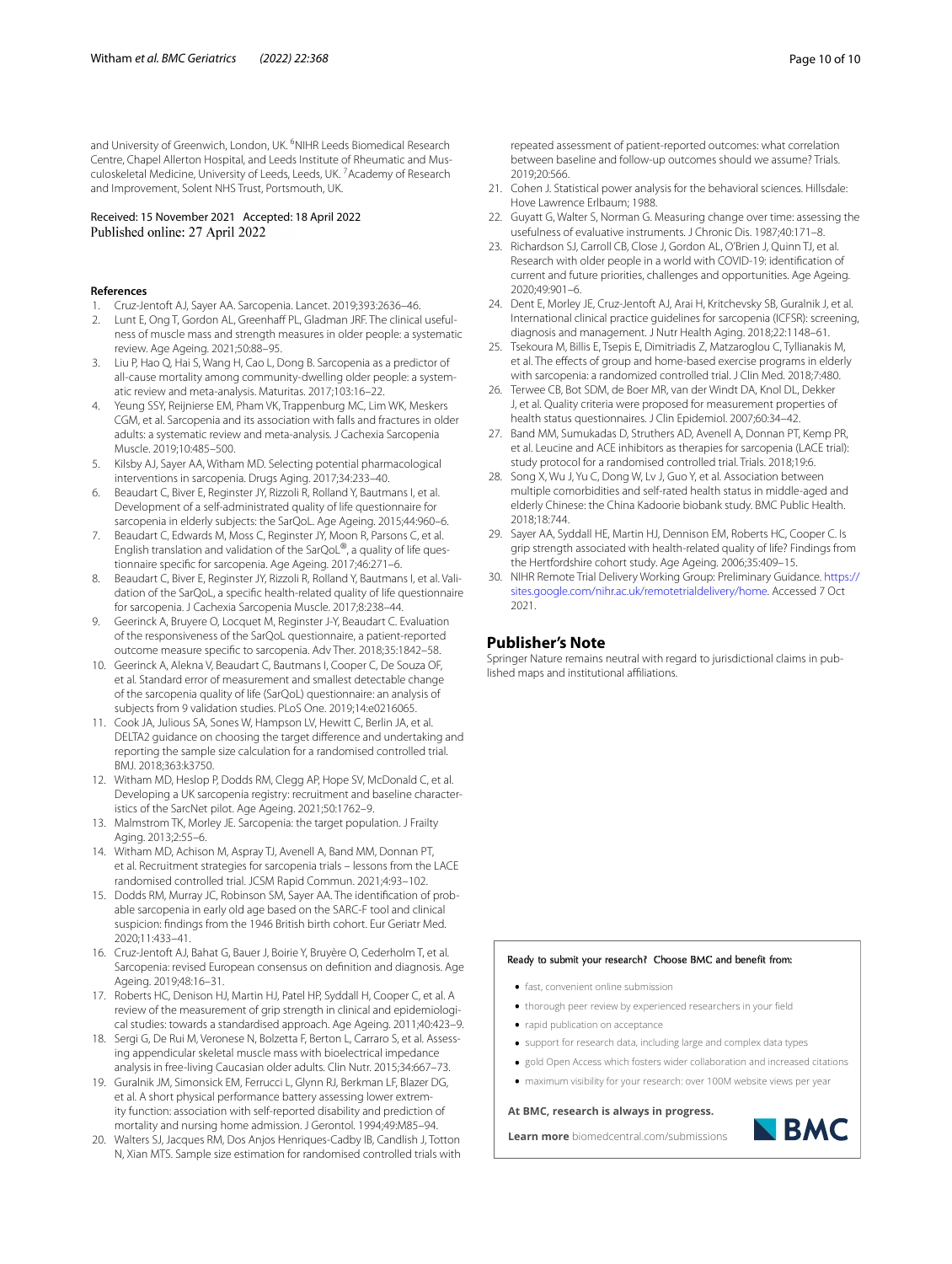and University of Greenwich, London, UK. [6]NIHR Leeds Biomedical Research Centre, Chapel Allerton Hospital, and Leeds Institute of Rheumatic and Musculoskeletal Medicine, University of Leeds, Leeds, UK. [7]Academy of Research and Improvement, Solent NHS Trust, Portsmouth, UK.

Received: 15 November 2021 Accepted: 18 April 2022
Published online: 27 April 2022

## References

1. Cruz-Jentoft AJ, Sayer AA. Sarcopenia. Lancet. 2019;393:2636–46.
2. Lunt E, Ong T, Gordon AL, Greenhaff PL, Gladman JRF. The clinical usefulness of muscle mass and strength measures in older people: a systematic review. Age Ageing. 2021;50:88–95.
3. Liu P, Hao Q, Hai S, Wang H, Cao L, Dong B. Sarcopenia as a predictor of all-cause mortality among community-dwelling older people: a systematic review and meta-analysis. Maturitas. 2017;103:16–22.
4. Yeung SSY, Reijnierse EM, Pham VK, Trappenburg MC, Lim WK, Meskers CGM, et al. Sarcopenia and its association with falls and fractures in older adults: a systematic review and meta-analysis. J Cachexia Sarcopenia Muscle. 2019;10:485–500.
5. Kilsby AJ, Sayer AA, Witham MD. Selecting potential pharmacological interventions in sarcopenia. Drugs Aging. 2017;34:233–40.
6. Beaudart C, Biver E, Reginster JY, Rizzoli R, Rolland Y, Bautmans I, et al. Development of a self-administrated quality of life questionnaire for sarcopenia in elderly subjects: the SarQoL. Age Ageing. 2015;44:960–6.
7. Beaudart C, Edwards M, Moss C, Reginster JY, Moon R, Parsons C, et al. English translation and validation of the SarQoL®, a quality of life questionnaire specific for sarcopenia. Age Ageing. 2017;46:271–6.
8. Beaudart C, Biver E, Reginster JY, Rizzoli R, Rolland Y, Bautmans I, et al. Validation of the SarQoL, a specific health-related quality of life questionnaire for sarcopenia. J Cachexia Sarcopenia Muscle. 2017;8:238–44.
9. Geerinck A, Bruyere O, Locquet M, Reginster J-Y, Beaudart C. Evaluation of the responsiveness of the SarQoL questionnaire, a patient-reported outcome measure specific to sarcopenia. Adv Ther. 2018;35:1842–58.
10. Geerinck A, Alekna V, Beaudart C, Bautmans I, Cooper C, De Souza OF, et al. Standard error of measurement and smallest detectable change of the sarcopenia quality of life (SarQoL) questionnaire: an analysis of subjects from 9 validation studies. PLoS One. 2019;14:e0216065.
11. Cook JA, Julious SA, Sones W, Hampson LV, Hewitt C, Berlin JA, et al. DELTA2 guidance on choosing the target difference and undertaking and reporting the sample size calculation for a randomised controlled trial. BMJ. 2018;363:k3750.
12. Witham MD, Heslop P, Dodds RM, Clegg AP, Hope SV, McDonald C, et al. Developing a UK sarcopenia registry: recruitment and baseline characteristics of the SarcNet pilot. Age Ageing. 2021;50:1762–9.
13. Malmstrom TK, Morley JE. Sarcopenia: the target population. J Frailty Aging. 2013;2:55–6.
14. Witham MD, Achison M, Aspray TJ, Avenell A, Band MM, Donnan PT, et al. Recruitment strategies for sarcopenia trials – lessons from the LACE randomised controlled trial. JCSM Rapid Commun. 2021;4:93–102.
15. Dodds RM, Murray JC, Robinson SM, Sayer AA. The identification of probable sarcopenia in early old age based on the SARC-F tool and clinical suspicion: findings from the 1946 British birth cohort. Eur Geriatr Med. 2020;11:433–41.
16. Cruz-Jentoft AJ, Bahat G, Bauer J, Boirie Y, Bruyère O, Cederholm T, et al. Sarcopenia: revised European consensus on definition and diagnosis. Age Ageing. 2019;48:16–31.
17. Roberts HC, Denison HJ, Martin HJ, Patel HP, Syddall H, Cooper C, et al. A review of the measurement of grip strength in clinical and epidemiological studies: towards a standardised approach. Age Ageing. 2011;40:423–9.
18. Sergi G, De Rui M, Veronese N, Bolzetta F, Berton L, Carraro S, et al. Assessing appendicular skeletal muscle mass with bioelectrical impedance analysis in free-living Caucasian older adults. Clin Nutr. 2015;34:667–73.
19. Guralnik JM, Simonsick EM, Ferrucci L, Glynn RJ, Berkman LF, Blazer DG, et al. A short physical performance battery assessing lower extremity function: association with self-reported disability and prediction of mortality and nursing home admission. J Gerontol. 1994;49:M85–94.
20. Walters SJ, Jacques RM, Dos Anjos Henriques-Cadby IB, Candlish J, Totton N, Xian MTS. Sample size estimation for randomised controlled trials with repeated assessment of patient-reported outcomes: what correlation between baseline and follow-up outcomes should we assume? Trials. 2019;20:566.
21. Cohen J. Statistical power analysis for the behavioral sciences. Hillsdale: Hove Lawrence Erlbaum; 1988.
22. Guyatt G, Walter S, Norman G. Measuring change over time: assessing the usefulness of evaluative instruments. J Chronic Dis. 1987;40:171–8.
23. Richardson SJ, Carroll CB, Close J, Gordon AL, O'Brien J, Quinn TJ, et al. Research with older people in a world with COVID-19: identification of current and future priorities, challenges and opportunities. Age Ageing. 2020;49:901–6.
24. Dent E, Morley JE, Cruz-Jentoft AJ, Arai H, Kritchevsky SB, Guralnik J, et al. International clinical practice guidelines for sarcopenia (ICFSR): screening, diagnosis and management. J Nutr Health Aging. 2018;22:1148–61.
25. Tsekoura M, Billis E, Tsepis E, Dimitriadis Z, Matzaroglou C, Tyllianakis M, et al. The effects of group and home-based exercise programs in elderly with sarcopenia: a randomized controlled trial. J Clin Med. 2018;7:480.
26. Terwee CB, Bot SDM, de Boer MR, van der Windt DA, Knol DL, Dekker J, et al. Quality criteria were proposed for measurement properties of health status questionnaires. J Clin Epidemiol. 2007;60:34–42.
27. Band MM, Sumukadas D, Struthers AD, Avenell A, Donnan PT, Kemp PR, et al. Leucine and ACE inhibitors as therapies for sarcopenia (LACE trial): study protocol for a randomised controlled trial. Trials. 2018;19:6.
28. Song X, Wu J, Yu C, Dong W, Lv J, Guo Y, et al. Association between multiple comorbidities and self-rated health status in middle-aged and elderly Chinese: the China Kadoorie biobank study. BMC Public Health. 2018;18:744.
29. Sayer AA, Syddall HE, Martin HJ, Dennison EM, Roberts HC, Cooper C. Is grip strength associated with health-related quality of life? Findings from the Hertfordshire cohort study. Age Ageing. 2006;35:409–15.
30. NIHR Remote Trial Delivery Working Group: Preliminary Guidance. https://sites.google.com/nihr.ac.uk/remotetrialdelivery/home. Accessed 7 Oct 2021.

## Publisher's Note

Springer Nature remains neutral with regard to jurisdictional claims in published maps and institutional affiliations.

Ready to submit your research? Choose BMC and benefit from:

- fast, convenient online submission
- thorough peer review by experienced researchers in your field
- rapid publication on acceptance
- support for research data, including large and complex data types
- gold Open Access which fosters wider collaboration and increased citations
- maximum visibility for your research: over 100M website views per year

**At BMC, research is always in progress.**

**Learn more** biomedcentral.com/submissions

BMC